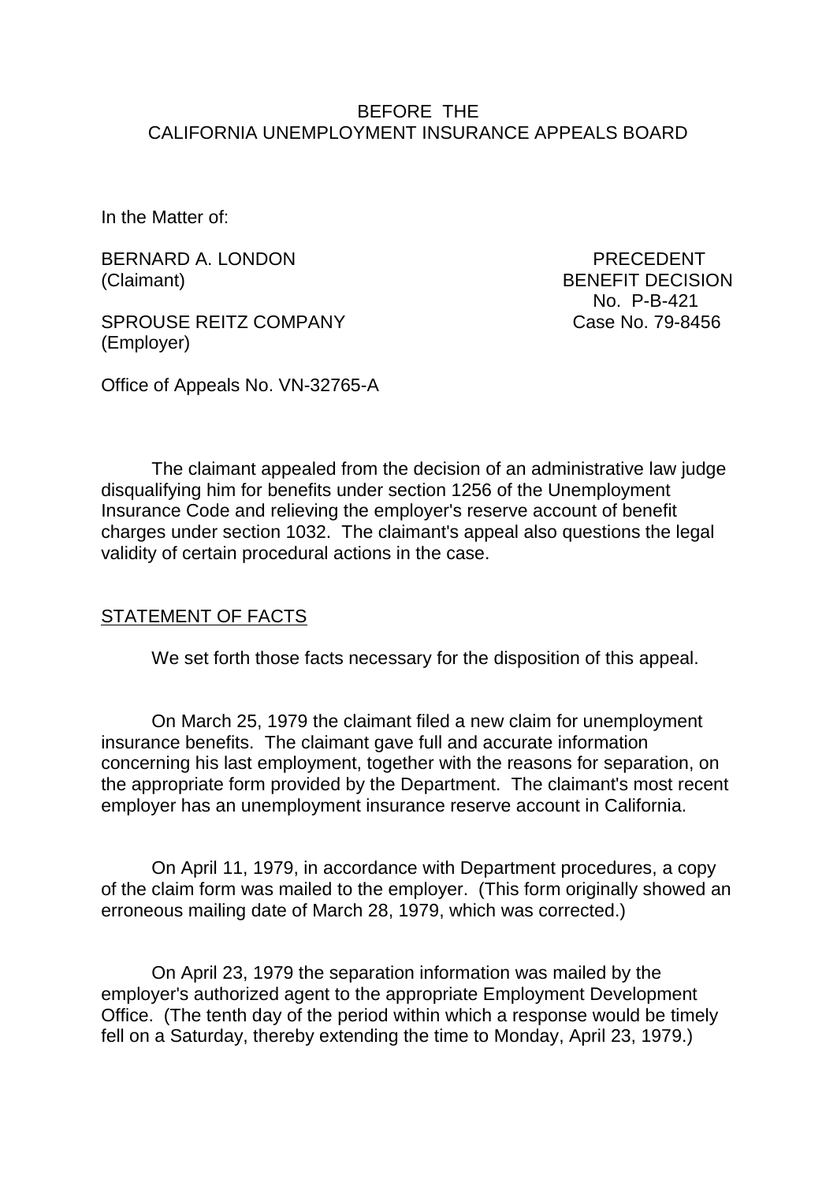BEFORE THE
CALIFORNIA UNEMPLOYMENT INSURANCE APPEALS BOARD

In the Matter of:

BERNARD A. LONDON
(Claimant)

SPROUSE REITZ COMPANY
(Employer)

PRECEDENT
BENEFIT DECISION
No. P-B-421
Case No. 79-8456

Office of Appeals No. VN-32765-A

The claimant appealed from the decision of an administrative law judge disqualifying him for benefits under section 1256 of the Unemployment Insurance Code and relieving the employer's reserve account of benefit charges under section 1032. The claimant's appeal also questions the legal validity of certain procedural actions in the case.

STATEMENT OF FACTS

We set forth those facts necessary for the disposition of this appeal.

On March 25, 1979 the claimant filed a new claim for unemployment insurance benefits. The claimant gave full and accurate information concerning his last employment, together with the reasons for separation, on the appropriate form provided by the Department. The claimant's most recent employer has an unemployment insurance reserve account in California.

On April 11, 1979, in accordance with Department procedures, a copy of the claim form was mailed to the employer. (This form originally showed an erroneous mailing date of March 28, 1979, which was corrected.)

On April 23, 1979 the separation information was mailed by the employer's authorized agent to the appropriate Employment Development Office. (The tenth day of the period within which a response would be timely fell on a Saturday, thereby extending the time to Monday, April 23, 1979.)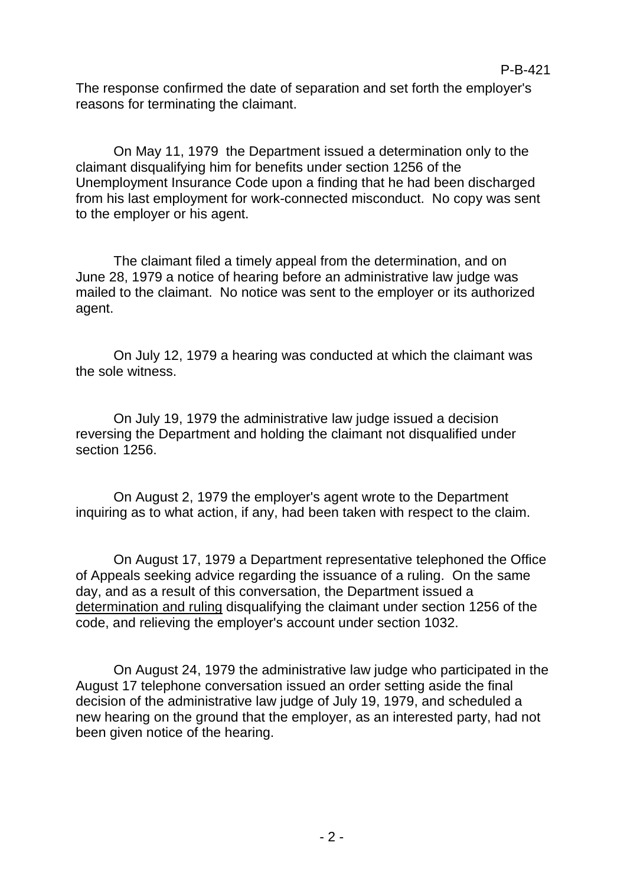The response confirmed the date of separation and set forth the employer's reasons for terminating the claimant.

On May 11, 1979 the Department issued a determination only to the claimant disqualifying him for benefits under section 1256 of the Unemployment Insurance Code upon a finding that he had been discharged from his last employment for work-connected misconduct. No copy was sent to the employer or his agent.

The claimant filed a timely appeal from the determination, and on June 28, 1979 a notice of hearing before an administrative law judge was mailed to the claimant. No notice was sent to the employer or its authorized agent.

On July 12, 1979 a hearing was conducted at which the claimant was the sole witness.

On July 19, 1979 the administrative law judge issued a decision reversing the Department and holding the claimant not disqualified under section 1256.

On August 2, 1979 the employer's agent wrote to the Department inquiring as to what action, if any, had been taken with respect to the claim.

On August 17, 1979 a Department representative telephoned the Office of Appeals seeking advice regarding the issuance of a ruling. On the same day, and as a result of this conversation, the Department issued a determination and ruling disqualifying the claimant under section 1256 of the code, and relieving the employer's account under section 1032.

On August 24, 1979 the administrative law judge who participated in the August 17 telephone conversation issued an order setting aside the final decision of the administrative law judge of July 19, 1979, and scheduled a new hearing on the ground that the employer, as an interested party, had not been given notice of the hearing.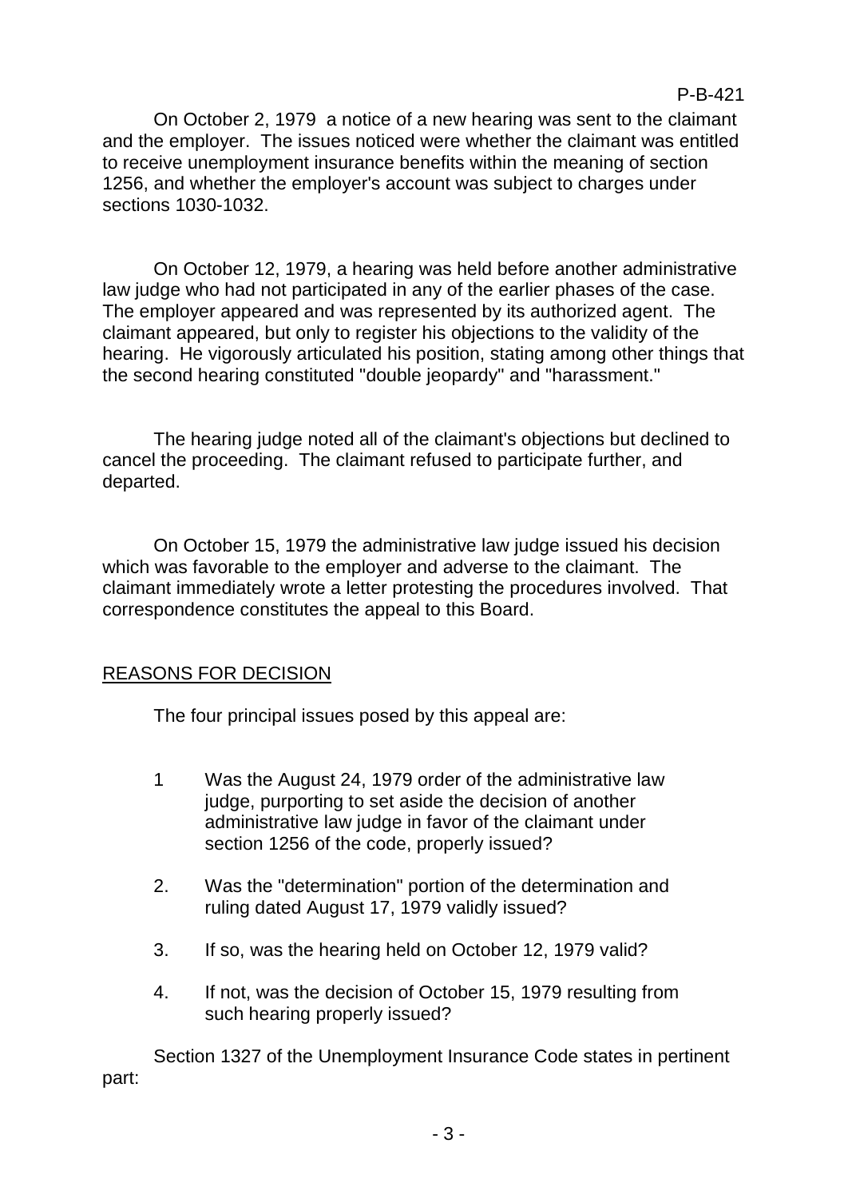On October 2, 1979 a notice of a new hearing was sent to the claimant and the employer. The issues noticed were whether the claimant was entitled to receive unemployment insurance benefits within the meaning of section 1256, and whether the employer's account was subject to charges under sections 1030-1032.

On October 12, 1979, a hearing was held before another administrative law judge who had not participated in any of the earlier phases of the case. The employer appeared and was represented by its authorized agent. The claimant appeared, but only to register his objections to the validity of the hearing. He vigorously articulated his position, stating among other things that the second hearing constituted "double jeopardy" and "harassment."

The hearing judge noted all of the claimant's objections but declined to cancel the proceeding. The claimant refused to participate further, and departed.

On October 15, 1979 the administrative law judge issued his decision which was favorable to the employer and adverse to the claimant. The claimant immediately wrote a letter protesting the procedures involved. That correspondence constitutes the appeal to this Board.

## REASONS FOR DECISION

The four principal issues posed by this appeal are:

1. Was the August 24, 1979 order of the administrative law judge, purporting to set aside the decision of another administrative law judge in favor of the claimant under section 1256 of the code, properly issued?

2. Was the "determination" portion of the determination and ruling dated August 17, 1979 validly issued?

3. If so, was the hearing held on October 12, 1979 valid?

4. If not, was the decision of October 15, 1979 resulting from such hearing properly issued?

Section 1327 of the Unemployment Insurance Code states in pertinent part: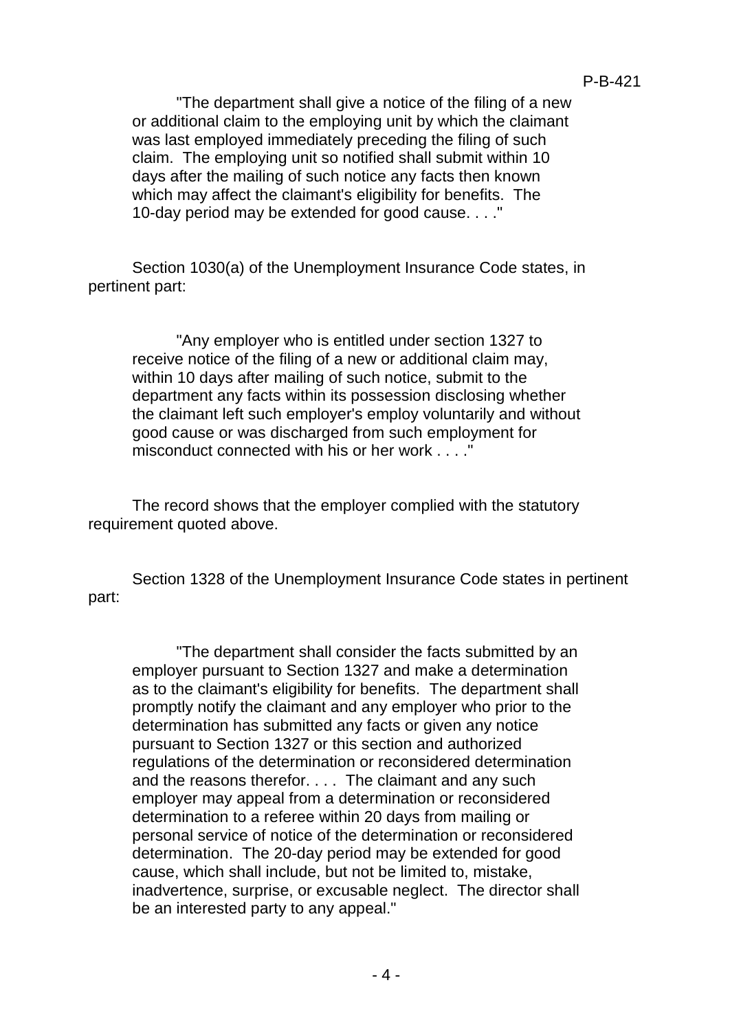"The department shall give a notice of the filing of a new or additional claim to the employing unit by which the claimant was last employed immediately preceding the filing of such claim. The employing unit so notified shall submit within 10 days after the mailing of such notice any facts then known which may affect the claimant's eligibility for benefits. The 10-day period may be extended for good cause. . . ."

Section 1030(a) of the Unemployment Insurance Code states, in pertinent part:

"Any employer who is entitled under section 1327 to receive notice of the filing of a new or additional claim may, within 10 days after mailing of such notice, submit to the department any facts within its possession disclosing whether the claimant left such employer's employ voluntarily and without good cause or was discharged from such employment for misconduct connected with his or her work . . . ."

The record shows that the employer complied with the statutory requirement quoted above.

Section 1328 of the Unemployment Insurance Code states in pertinent part:

"The department shall consider the facts submitted by an employer pursuant to Section 1327 and make a determination as to the claimant's eligibility for benefits. The department shall promptly notify the claimant and any employer who prior to the determination has submitted any facts or given any notice pursuant to Section 1327 or this section and authorized regulations of the determination or reconsidered determination and the reasons therefor. . . . The claimant and any such employer may appeal from a determination or reconsidered determination to a referee within 20 days from mailing or personal service of notice of the determination or reconsidered determination. The 20-day period may be extended for good cause, which shall include, but not be limited to, mistake, inadvertence, surprise, or excusable neglect. The director shall be an interested party to any appeal."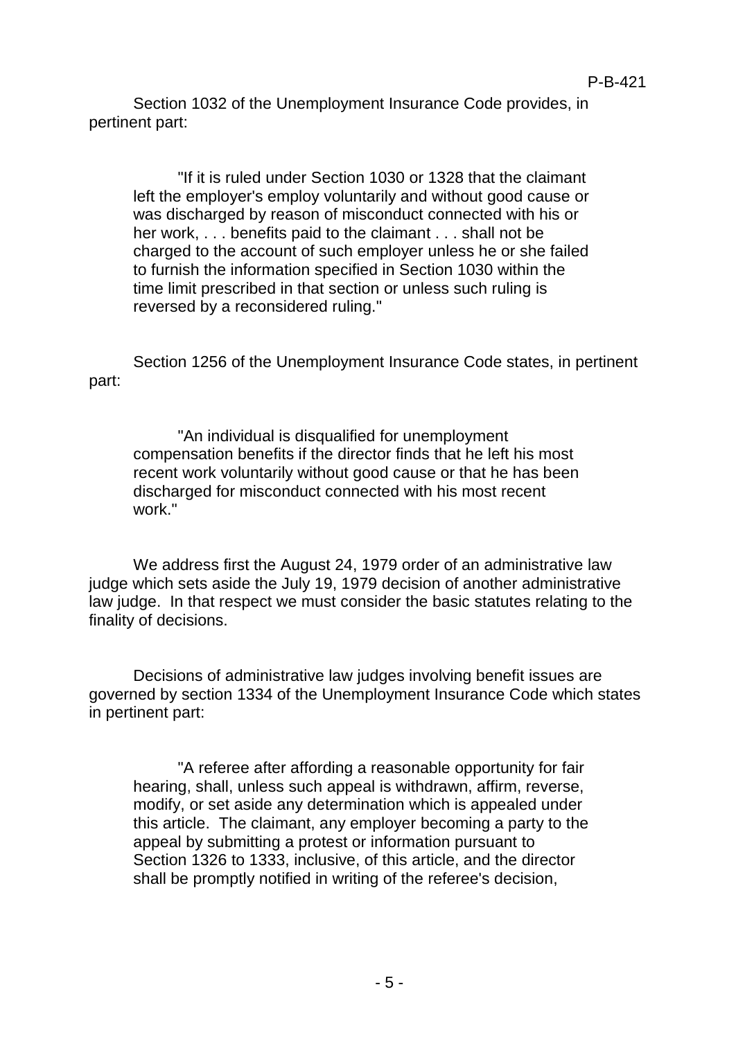Section 1032 of the Unemployment Insurance Code provides, in pertinent part:

> "If it is ruled under Section 1030 or 1328 that the claimant left the employer's employ voluntarily and without good cause or was discharged by reason of misconduct connected with his or her work, . . . benefits paid to the claimant . . . shall not be charged to the account of such employer unless he or she failed to furnish the information specified in Section 1030 within the time limit prescribed in that section or unless such ruling is reversed by a reconsidered ruling."

Section 1256 of the Unemployment Insurance Code states, in pertinent part:

> "An individual is disqualified for unemployment compensation benefits if the director finds that he left his most recent work voluntarily without good cause or that he has been discharged for misconduct connected with his most recent work."

We address first the August 24, 1979 order of an administrative law judge which sets aside the July 19, 1979 decision of another administrative law judge. In that respect we must consider the basic statutes relating to the finality of decisions.

Decisions of administrative law judges involving benefit issues are governed by section 1334 of the Unemployment Insurance Code which states in pertinent part:

> "A referee after affording a reasonable opportunity for fair hearing, shall, unless such appeal is withdrawn, affirm, reverse, modify, or set aside any determination which is appealed under this article. The claimant, any employer becoming a party to the appeal by submitting a protest or information pursuant to Section 1326 to 1333, inclusive, of this article, and the director shall be promptly notified in writing of the referee's decision,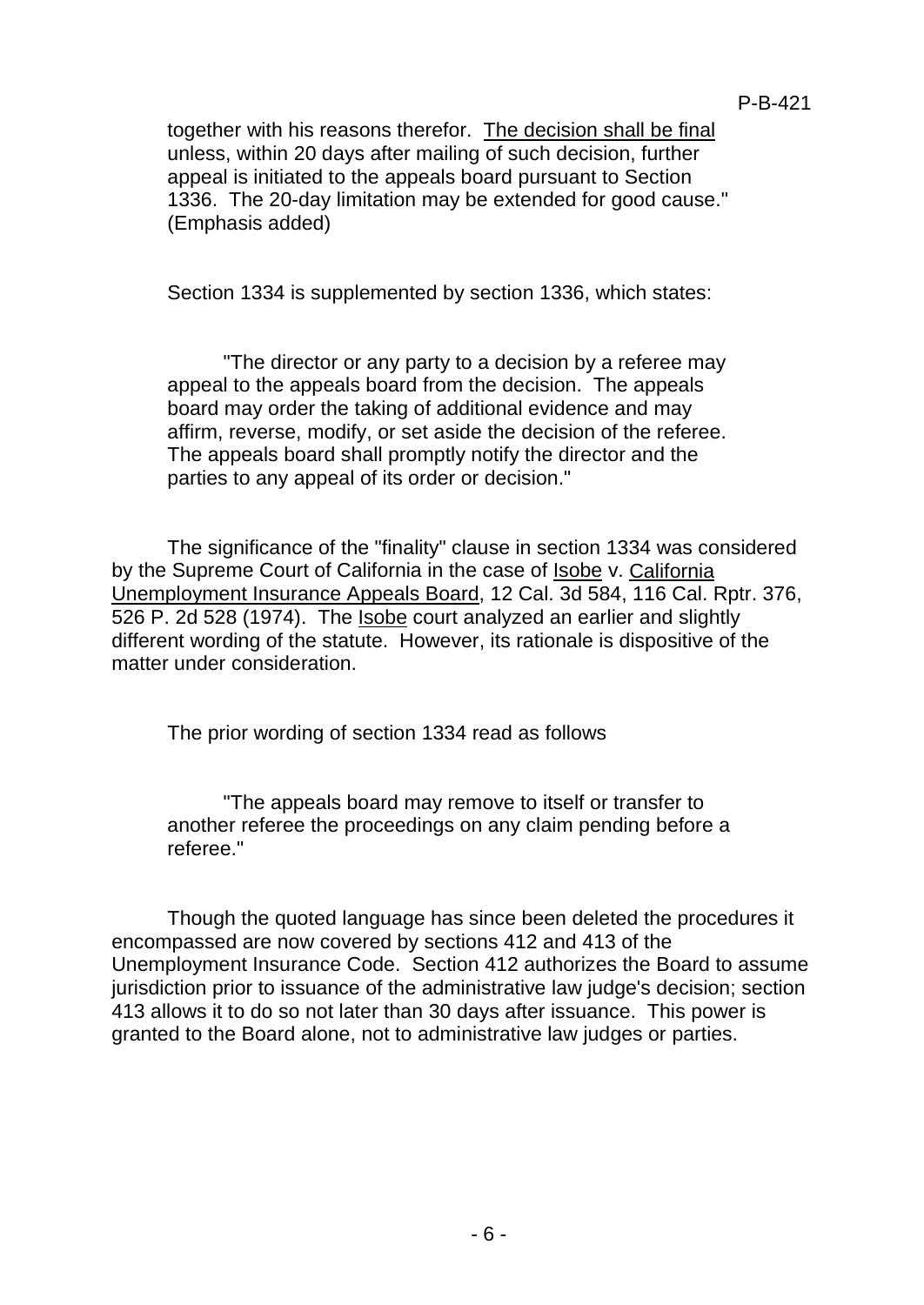> together with his reasons therefor. <u>The decision shall be final</u> unless, within 20 days after mailing of such decision, further appeal is initiated to the appeals board pursuant to Section 1336. The 20-day limitation may be extended for good cause." (Emphasis added)

Section 1334 is supplemented by section 1336, which states:

> "The director or any party to a decision by a referee may appeal to the appeals board from the decision. The appeals board may order the taking of additional evidence and may affirm, reverse, modify, or set aside the decision of the referee. The appeals board shall promptly notify the director and the parties to any appeal of its order or decision."

The significance of the "finality" clause in section 1334 was considered by the Supreme Court of California in the case of <u>Isobe</u> v. <u>California Unemployment Insurance Appeals Board</u>, 12 Cal. 3d 584, 116 Cal. Rptr. 376, 526 P. 2d 528 (1974). The <u>Isobe</u> court analyzed an earlier and slightly different wording of the statute. However, its rationale is dispositive of the matter under consideration.

The prior wording of section 1334 read as follows

> "The appeals board may remove to itself or transfer to another referee the proceedings on any claim pending before a referee."

Though the quoted language has since been deleted the procedures it encompassed are now covered by sections 412 and 413 of the Unemployment Insurance Code. Section 412 authorizes the Board to assume jurisdiction prior to issuance of the administrative law judge's decision; section 413 allows it to do so not later than 30 days after issuance. This power is granted to the Board alone, not to administrative law judges or parties.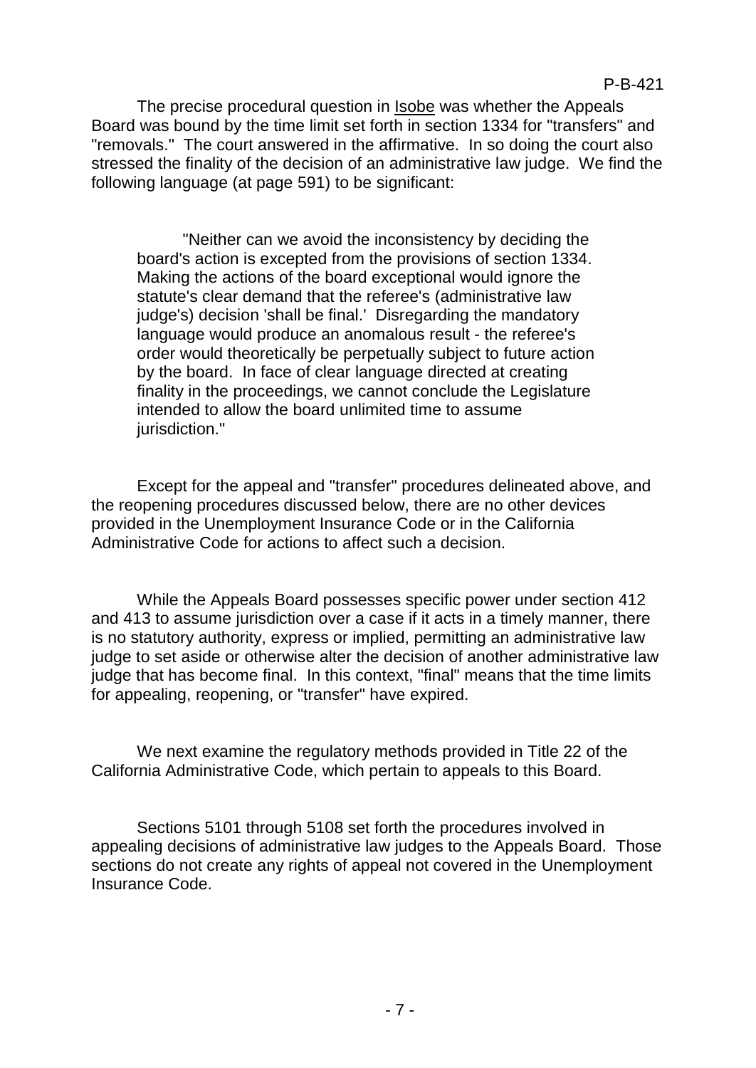The precise procedural question in Isobe was whether the Appeals Board was bound by the time limit set forth in section 1334 for "transfers" and "removals." The court answered in the affirmative. In so doing the court also stressed the finality of the decision of an administrative law judge. We find the following language (at page 591) to be significant:

> "Neither can we avoid the inconsistency by deciding the board's action is excepted from the provisions of section 1334. Making the actions of the board exceptional would ignore the statute's clear demand that the referee's (administrative law judge's) decision 'shall be final.' Disregarding the mandatory language would produce an anomalous result - the referee's order would theoretically be perpetually subject to future action by the board. In face of clear language directed at creating finality in the proceedings, we cannot conclude the Legislature intended to allow the board unlimited time to assume jurisdiction."

Except for the appeal and "transfer" procedures delineated above, and the reopening procedures discussed below, there are no other devices provided in the Unemployment Insurance Code or in the California Administrative Code for actions to affect such a decision.

While the Appeals Board possesses specific power under section 412 and 413 to assume jurisdiction over a case if it acts in a timely manner, there is no statutory authority, express or implied, permitting an administrative law judge to set aside or otherwise alter the decision of another administrative law judge that has become final. In this context, "final" means that the time limits for appealing, reopening, or "transfer" have expired.

We next examine the regulatory methods provided in Title 22 of the California Administrative Code, which pertain to appeals to this Board.

Sections 5101 through 5108 set forth the procedures involved in appealing decisions of administrative law judges to the Appeals Board. Those sections do not create any rights of appeal not covered in the Unemployment Insurance Code.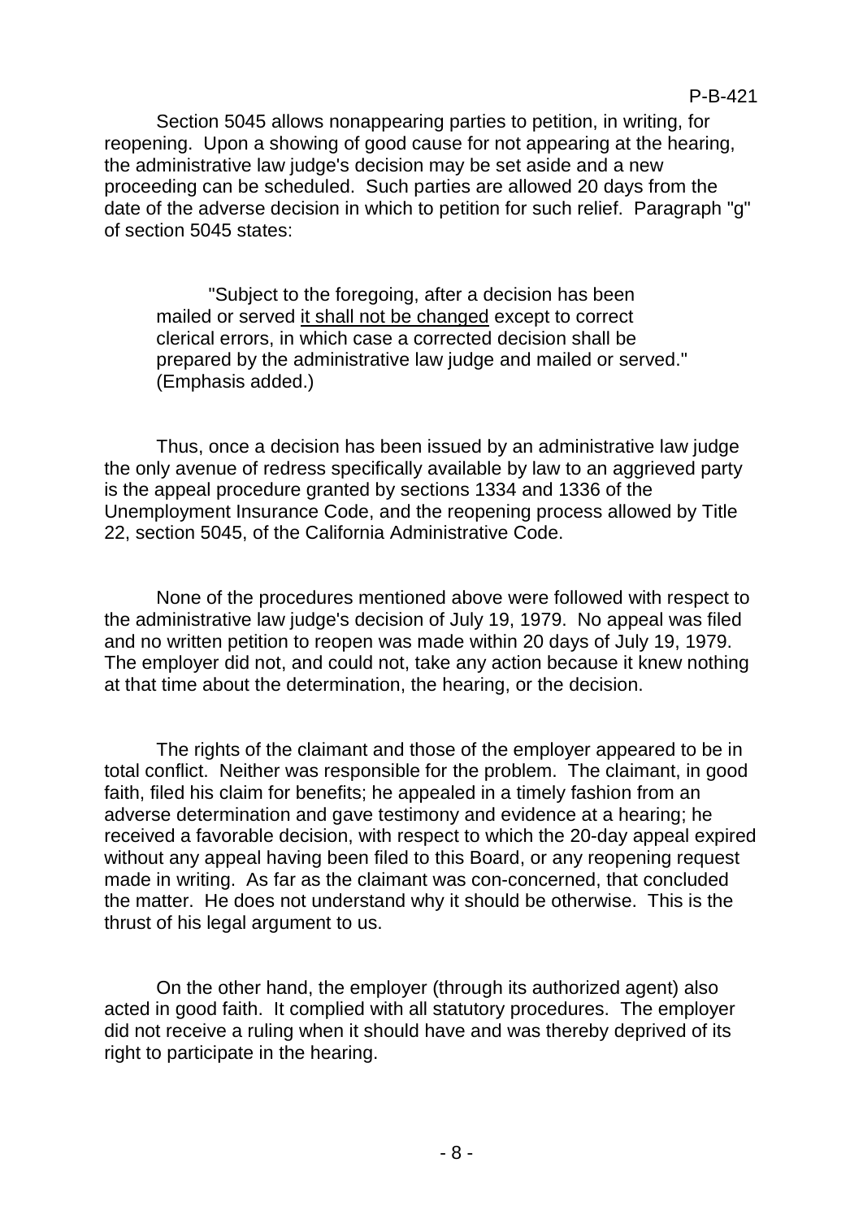Section 5045 allows nonappearing parties to petition, in writing, for reopening. Upon a showing of good cause for not appearing at the hearing, the administrative law judge's decision may be set aside and a new proceeding can be scheduled. Such parties are allowed 20 days from the date of the adverse decision in which to petition for such relief. Paragraph "g" of section 5045 states:

> "Subject to the foregoing, after a decision has been mailed or served <u>it shall not be changed</u> except to correct clerical errors, in which case a corrected decision shall be prepared by the administrative law judge and mailed or served." (Emphasis added.)

Thus, once a decision has been issued by an administrative law judge the only avenue of redress specifically available by law to an aggrieved party is the appeal procedure granted by sections 1334 and 1336 of the Unemployment Insurance Code, and the reopening process allowed by Title 22, section 5045, of the California Administrative Code.

None of the procedures mentioned above were followed with respect to the administrative law judge's decision of July 19, 1979. No appeal was filed and no written petition to reopen was made within 20 days of July 19, 1979. The employer did not, and could not, take any action because it knew nothing at that time about the determination, the hearing, or the decision.

The rights of the claimant and those of the employer appeared to be in total conflict. Neither was responsible for the problem. The claimant, in good faith, filed his claim for benefits; he appealed in a timely fashion from an adverse determination and gave testimony and evidence at a hearing; he received a favorable decision, with respect to which the 20-day appeal expired without any appeal having been filed to this Board, or any reopening request made in writing. As far as the claimant was con-concerned, that concluded the matter. He does not understand why it should be otherwise. This is the thrust of his legal argument to us.

On the other hand, the employer (through its authorized agent) also acted in good faith. It complied with all statutory procedures. The employer did not receive a ruling when it should have and was thereby deprived of its right to participate in the hearing.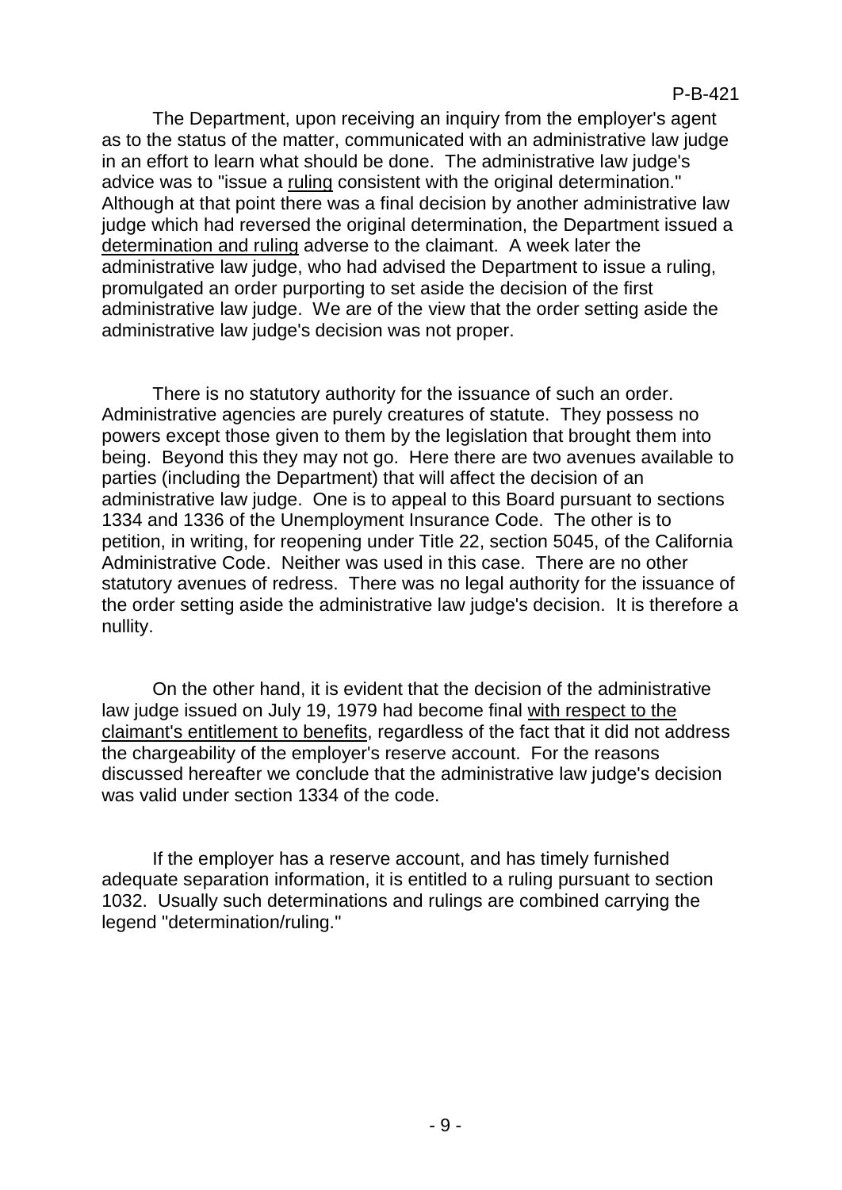The Department, upon receiving an inquiry from the employer's agent as to the status of the matter, communicated with an administrative law judge in an effort to learn what should be done. The administrative law judge's advice was to "issue a ruling consistent with the original determination." Although at that point there was a final decision by another administrative law judge which had reversed the original determination, the Department issued a determination and ruling adverse to the claimant. A week later the administrative law judge, who had advised the Department to issue a ruling, promulgated an order purporting to set aside the decision of the first administrative law judge. We are of the view that the order setting aside the administrative law judge's decision was not proper.

There is no statutory authority for the issuance of such an order. Administrative agencies are purely creatures of statute. They possess no powers except those given to them by the legislation that brought them into being. Beyond this they may not go. Here there are two avenues available to parties (including the Department) that will affect the decision of an administrative law judge. One is to appeal to this Board pursuant to sections 1334 and 1336 of the Unemployment Insurance Code. The other is to petition, in writing, for reopening under Title 22, section 5045, of the California Administrative Code. Neither was used in this case. There are no other statutory avenues of redress. There was no legal authority for the issuance of the order setting aside the administrative law judge's decision. It is therefore a nullity.

On the other hand, it is evident that the decision of the administrative law judge issued on July 19, 1979 had become final with respect to the claimant's entitlement to benefits, regardless of the fact that it did not address the chargeability of the employer's reserve account. For the reasons discussed hereafter we conclude that the administrative law judge's decision was valid under section 1334 of the code.

If the employer has a reserve account, and has timely furnished adequate separation information, it is entitled to a ruling pursuant to section 1032. Usually such determinations and rulings are combined carrying the legend "determination/ruling."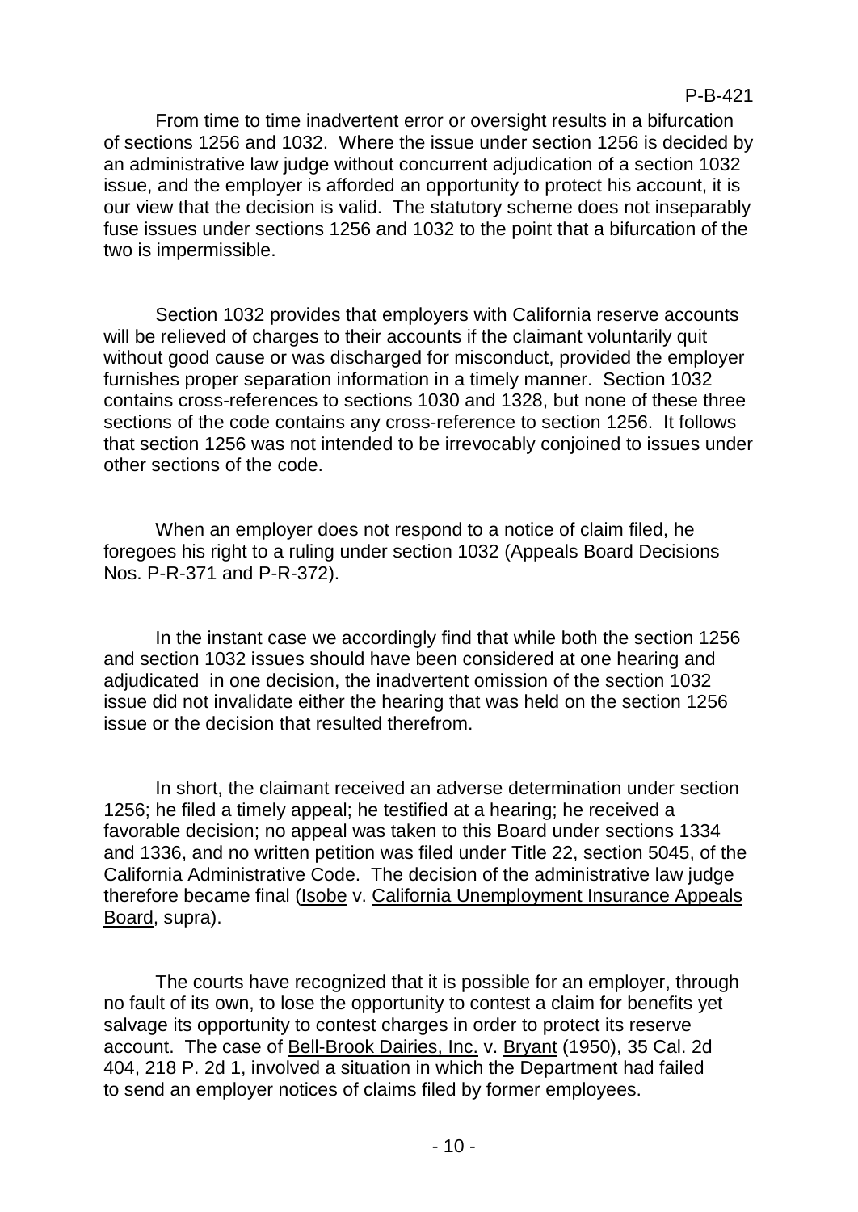From time to time inadvertent error or oversight results in a bifurcation of sections 1256 and 1032. Where the issue under section 1256 is decided by an administrative law judge without concurrent adjudication of a section 1032 issue, and the employer is afforded an opportunity to protect his account, it is our view that the decision is valid. The statutory scheme does not inseparably fuse issues under sections 1256 and 1032 to the point that a bifurcation of the two is impermissible.

Section 1032 provides that employers with California reserve accounts will be relieved of charges to their accounts if the claimant voluntarily quit without good cause or was discharged for misconduct, provided the employer furnishes proper separation information in a timely manner. Section 1032 contains cross-references to sections 1030 and 1328, but none of these three sections of the code contains any cross-reference to section 1256. It follows that section 1256 was not intended to be irrevocably conjoined to issues under other sections of the code.

When an employer does not respond to a notice of claim filed, he foregoes his right to a ruling under section 1032 (Appeals Board Decisions Nos. P-R-371 and P-R-372).

In the instant case we accordingly find that while both the section 1256 and section 1032 issues should have been considered at one hearing and adjudicated in one decision, the inadvertent omission of the section 1032 issue did not invalidate either the hearing that was held on the section 1256 issue or the decision that resulted therefrom.

In short, the claimant received an adverse determination under section 1256; he filed a timely appeal; he testified at a hearing; he received a favorable decision; no appeal was taken to this Board under sections 1334 and 1336, and no written petition was filed under Title 22, section 5045, of the California Administrative Code. The decision of the administrative law judge therefore became final (Isobe v. California Unemployment Insurance Appeals Board, supra).

The courts have recognized that it is possible for an employer, through no fault of its own, to lose the opportunity to contest a claim for benefits yet salvage its opportunity to contest charges in order to protect its reserve account. The case of Bell-Brook Dairies, Inc. v. Bryant (1950), 35 Cal. 2d 404, 218 P. 2d 1, involved a situation in which the Department had failed to send an employer notices of claims filed by former employees.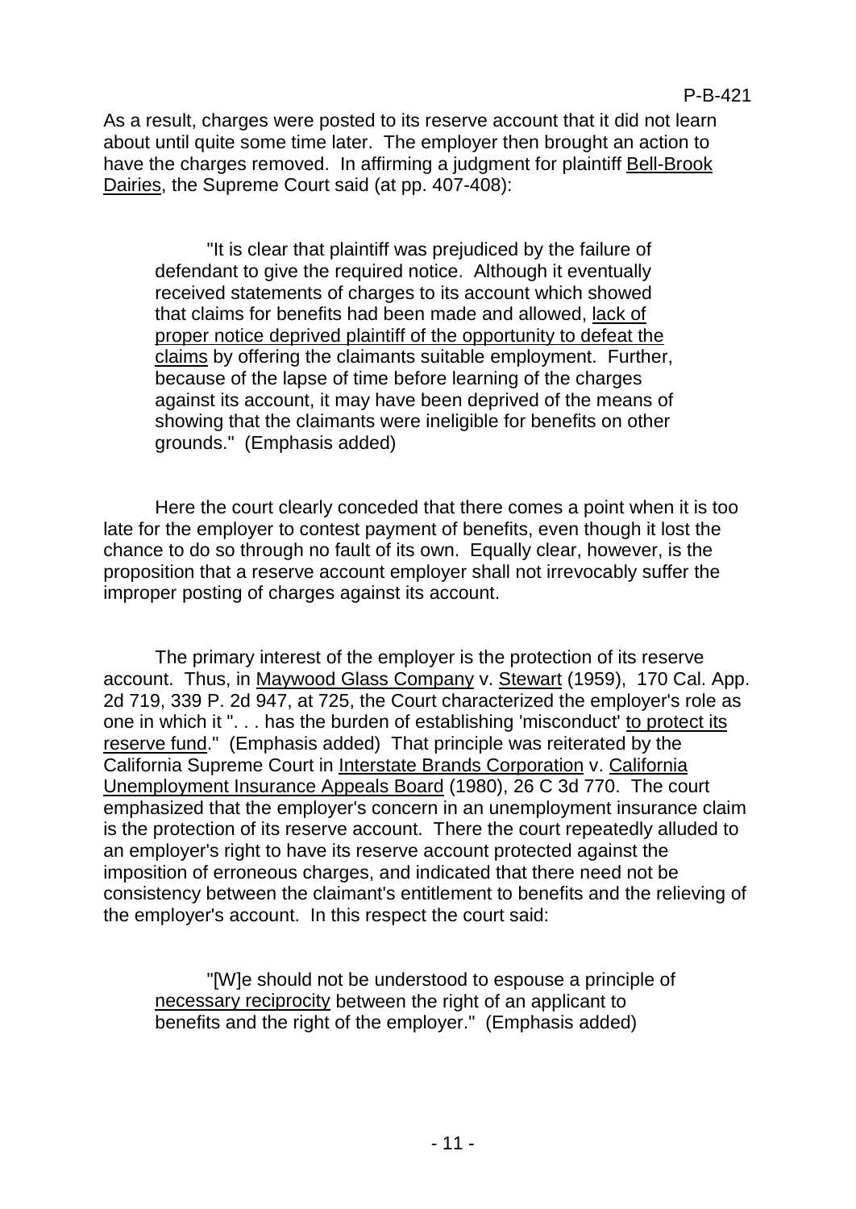As a result, charges were posted to its reserve account that it did not learn about until quite some time later. The employer then brought an action to have the charges removed. In affirming a judgment for plaintiff Bell-Brook Dairies, the Supreme Court said (at pp. 407-408):

> "It is clear that plaintiff was prejudiced by the failure of defendant to give the required notice. Although it eventually received statements of charges to its account which showed that claims for benefits had been made and allowed, lack of proper notice deprived plaintiff of the opportunity to defeat the claims by offering the claimants suitable employment. Further, because of the lapse of time before learning of the charges against its account, it may have been deprived of the means of showing that the claimants were ineligible for benefits on other grounds." (Emphasis added)

Here the court clearly conceded that there comes a point when it is too late for the employer to contest payment of benefits, even though it lost the chance to do so through no fault of its own. Equally clear, however, is the proposition that a reserve account employer shall not irrevocably suffer the improper posting of charges against its account.

The primary interest of the employer is the protection of its reserve account. Thus, in Maywood Glass Company v. Stewart (1959), 170 Cal. App. 2d 719, 339 P. 2d 947, at 725, the Court characterized the employer's role as one in which it ". . . has the burden of establishing 'misconduct' to protect its reserve fund." (Emphasis added) That principle was reiterated by the California Supreme Court in Interstate Brands Corporation v. California Unemployment Insurance Appeals Board (1980), 26 C 3d 770. The court emphasized that the employer's concern in an unemployment insurance claim is the protection of its reserve account. There the court repeatedly alluded to an employer's right to have its reserve account protected against the imposition of erroneous charges, and indicated that there need not be consistency between the claimant's entitlement to benefits and the relieving of the employer's account. In this respect the court said:

> "[W]e should not be understood to espouse a principle of necessary reciprocity between the right of an applicant to benefits and the right of the employer." (Emphasis added)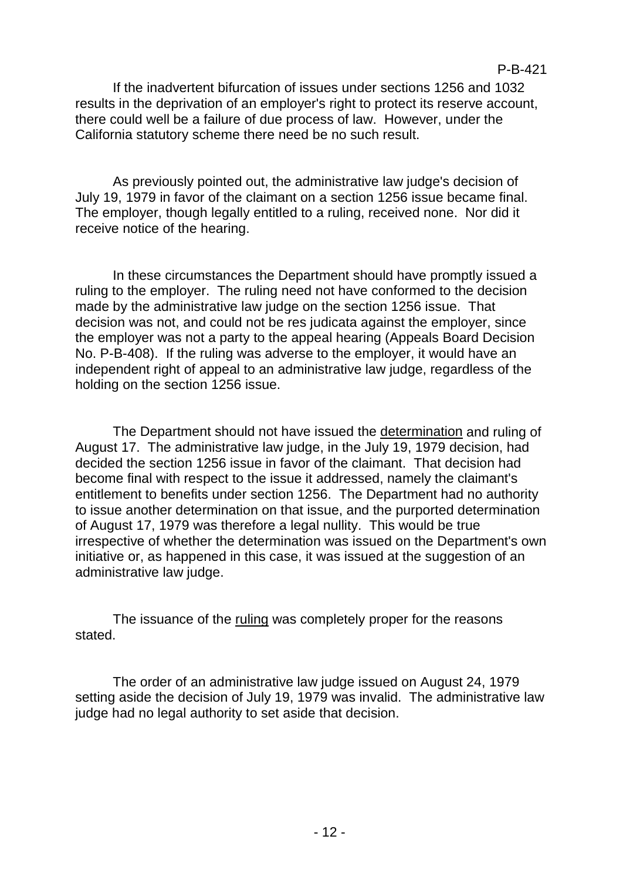If the inadvertent bifurcation of issues under sections 1256 and 1032 results in the deprivation of an employer's right to protect its reserve account, there could well be a failure of due process of law. However, under the California statutory scheme there need be no such result.

As previously pointed out, the administrative law judge's decision of July 19, 1979 in favor of the claimant on a section 1256 issue became final. The employer, though legally entitled to a ruling, received none. Nor did it receive notice of the hearing.

In these circumstances the Department should have promptly issued a ruling to the employer. The ruling need not have conformed to the decision made by the administrative law judge on the section 1256 issue. That decision was not, and could not be res judicata against the employer, since the employer was not a party to the appeal hearing (Appeals Board Decision No. P-B-408). If the ruling was adverse to the employer, it would have an independent right of appeal to an administrative law judge, regardless of the holding on the section 1256 issue.

The Department should not have issued the <u>determination</u> and ruling of August 17. The administrative law judge, in the July 19, 1979 decision, had decided the section 1256 issue in favor of the claimant. That decision had become final with respect to the issue it addressed, namely the claimant's entitlement to benefits under section 1256. The Department had no authority to issue another determination on that issue, and the purported determination of August 17, 1979 was therefore a legal nullity. This would be true irrespective of whether the determination was issued on the Department's own initiative or, as happened in this case, it was issued at the suggestion of an administrative law judge.

The issuance of the <u>ruling</u> was completely proper for the reasons stated.

The order of an administrative law judge issued on August 24, 1979 setting aside the decision of July 19, 1979 was invalid. The administrative law judge had no legal authority to set aside that decision.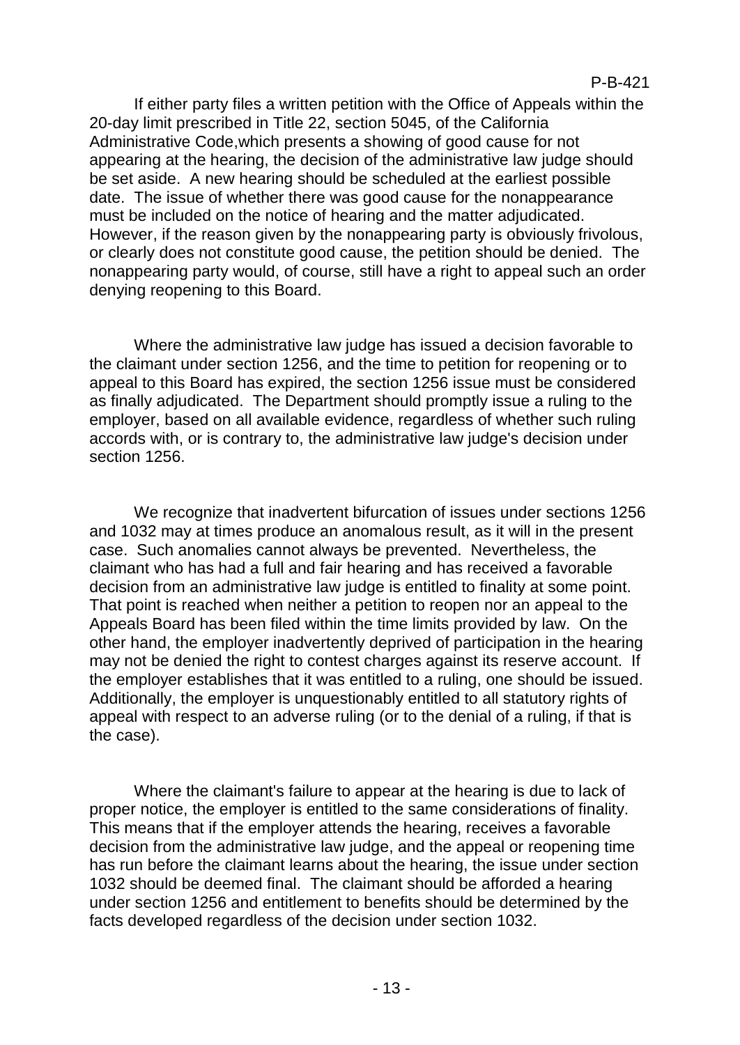If either party files a written petition with the Office of Appeals within the 20-day limit prescribed in Title 22, section 5045, of the California Administrative Code,which presents a showing of good cause for not appearing at the hearing, the decision of the administrative law judge should be set aside. A new hearing should be scheduled at the earliest possible date. The issue of whether there was good cause for the nonappearance must be included on the notice of hearing and the matter adjudicated. However, if the reason given by the nonappearing party is obviously frivolous, or clearly does not constitute good cause, the petition should be denied. The nonappearing party would, of course, still have a right to appeal such an order denying reopening to this Board.

Where the administrative law judge has issued a decision favorable to the claimant under section 1256, and the time to petition for reopening or to appeal to this Board has expired, the section 1256 issue must be considered as finally adjudicated. The Department should promptly issue a ruling to the employer, based on all available evidence, regardless of whether such ruling accords with, or is contrary to, the administrative law judge's decision under section 1256.

We recognize that inadvertent bifurcation of issues under sections 1256 and 1032 may at times produce an anomalous result, as it will in the present case. Such anomalies cannot always be prevented. Nevertheless, the claimant who has had a full and fair hearing and has received a favorable decision from an administrative law judge is entitled to finality at some point. That point is reached when neither a petition to reopen nor an appeal to the Appeals Board has been filed within the time limits provided by law. On the other hand, the employer inadvertently deprived of participation in the hearing may not be denied the right to contest charges against its reserve account. If the employer establishes that it was entitled to a ruling, one should be issued. Additionally, the employer is unquestionably entitled to all statutory rights of appeal with respect to an adverse ruling (or to the denial of a ruling, if that is the case).

Where the claimant's failure to appear at the hearing is due to lack of proper notice, the employer is entitled to the same considerations of finality. This means that if the employer attends the hearing, receives a favorable decision from the administrative law judge, and the appeal or reopening time has run before the claimant learns about the hearing, the issue under section 1032 should be deemed final. The claimant should be afforded a hearing under section 1256 and entitlement to benefits should be determined by the facts developed regardless of the decision under section 1032.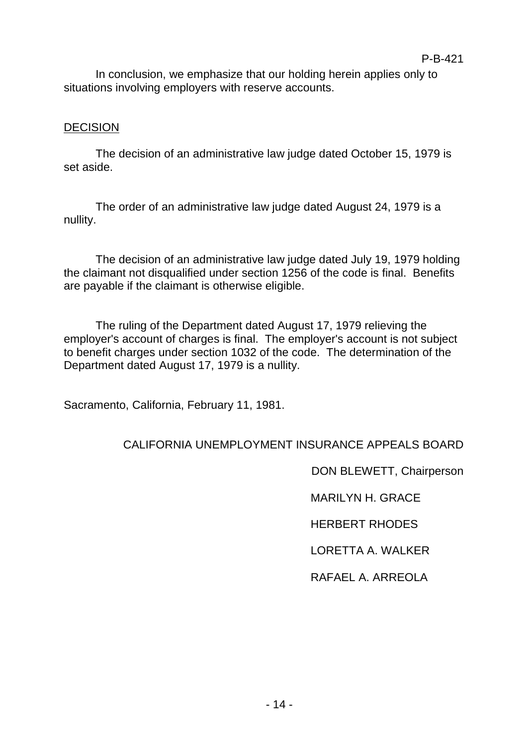In conclusion, we emphasize that our holding herein applies only to situations involving employers with reserve accounts.

## DECISION

The decision of an administrative law judge dated October 15, 1979 is set aside.

The order of an administrative law judge dated August 24, 1979 is a nullity.

The decision of an administrative law judge dated July 19, 1979 holding the claimant not disqualified under section 1256 of the code is final. Benefits are payable if the claimant is otherwise eligible.

The ruling of the Department dated August 17, 1979 relieving the employer's account of charges is final. The employer's account is not subject to benefit charges under section 1032 of the code. The determination of the Department dated August 17, 1979 is a nullity.

Sacramento, California, February 11, 1981.

CALIFORNIA UNEMPLOYMENT INSURANCE APPEALS BOARD

DON BLEWETT, Chairperson

MARILYN H. GRACE

HERBERT RHODES

LORETTA A. WALKER

RAFAEL A. ARREOLA